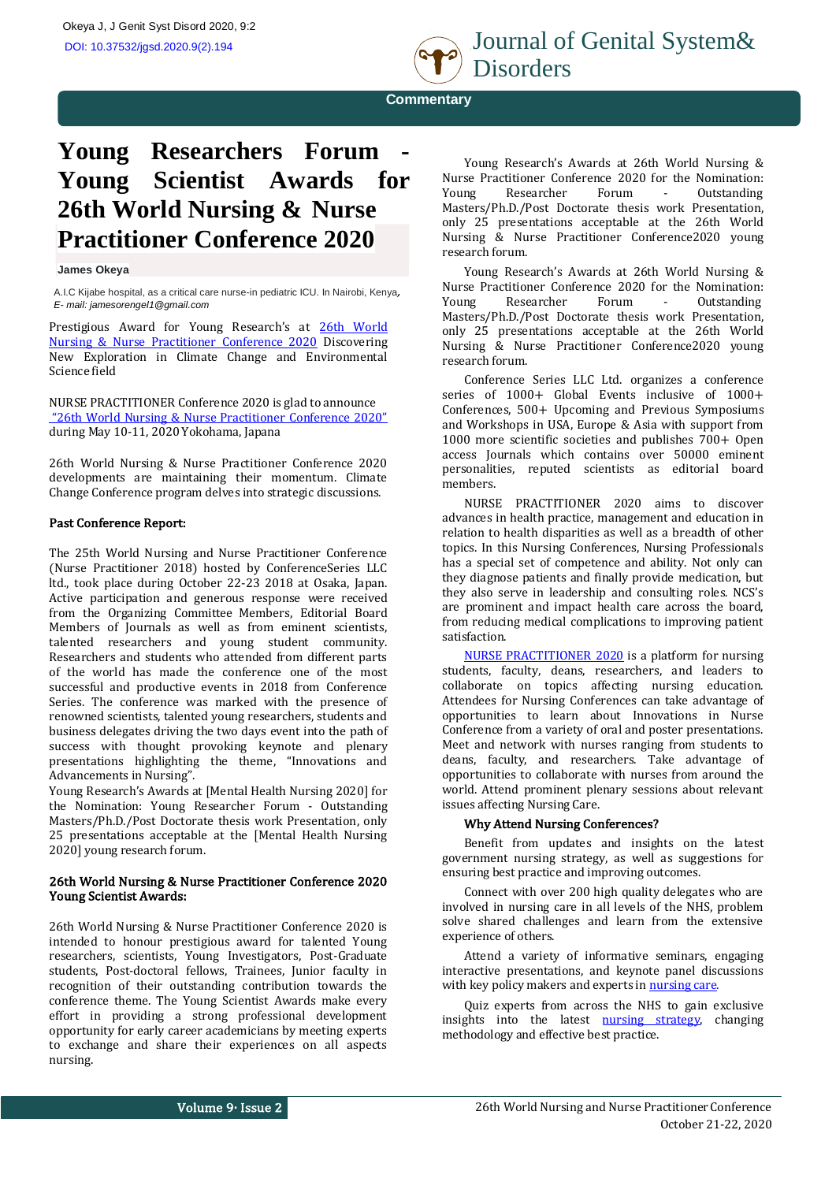Commentary

# Young Researchers Forum - Young Scientist Awards for 26th World Nursing & Nurse Practitioner Conference 2020

**James Okeya**

A.I.C Kijabe hospital, as a critical care nurse-in pediatric ICU. In Nairobi, Kenya, *E- mail: jamesorengel1@gmail.com*

Prestigious Award for Young Research's at 26th World Nursing & Nurse Practitioner Conference 2020 Discovering New Exploration in Climate Change and Environmental Science field

NURSE PRACTITIONER Conference 2020 is glad to announce "26th World Nursing & Nurse Practitioner Conference 2020" during May 10-11, 2020 Yokohama, Japana

26th World Nursing & Nurse Practitioner Conference 2020 developments are maintaining their momentum. Climate Change Conference program delves into strategic discussions.

**Past Conference Report:**

The 25th World Nursing and Nurse Practitioner Conference (Nurse Practitioner 2018) hosted by ConferenceSeries LLC ltd., took place during October 22-23 2018 at Osaka, Japan. Active participation and generous response were received from the Organizing Committee Members, Editorial Board Members of Journals as well as from eminent scientists, talented researchers and young student community. Researchers and students who attended from different parts of the world has made the conference one of the most successful and productive events in 2018 from Conference Series. The conference was marked with the presence of renowned scientists, talented young researchers, students and business delegates driving the two days event into the path of success with thought provoking keynote and plenary presentations highlighting the theme, "Innovations and Advancements in Nursing".

Young Research's Awards at [Mental Health Nursing 2020] for the Nomination: Young Researcher Forum - Outstanding Masters/Ph.D./Post Doctorate thesis work Presentation, only 25 presentations acceptable at the [Mental Health Nursing 2020] young research forum.

**26th World Nursing & Nurse Practitioner Conference 2020 Young Scientist Awards:**

26th World Nursing & Nurse Practitioner Conference 2020 is intended to honour prestigious award for talented Young researchers, scientists, Young Investigators, Post-Graduate students, Post-doctoral fellows, Trainees, Junior faculty in recognition of their outstanding contribution towards the conference theme. The Young Scientist Awards make every effort in providing a strong professional development opportunity for early career academicians by meeting experts to exchange and share their experiences on all aspects nursing.

Young Research's Awards at 26th World Nursing & Nurse Practitioner Conference 2020 for the Nomination: Young Researcher Forum - Outstanding Masters/Ph.D./Post Doctorate thesis work Presentation, only 25 presentations acceptable at the 26th World Nursing & Nurse Practitioner Conference2020 young research forum.

Young Research's Awards at 26th World Nursing & Nurse Practitioner Conference 2020 for the Nomination: Young Researcher Forum - Outstanding Masters/Ph.D./Post Doctorate thesis work Presentation, only 25 presentations acceptable at the 26th World Nursing & Nurse Practitioner Conference2020 young research forum.

Conference Series LLC Ltd. organizes a conference series of 1000+ Global Events inclusive of 1000+ Conferences, 500+ Upcoming and Previous Symposiums and Workshops in USA, Europe & Asia with support from 1000 more scientific societies and publishes 700+ Open access Journals which contains over 50000 eminent personalities, reputed scientists as editorial board members.

NURSE PRACTITIONER 2020 aims to discover advances in health practice, management and education in relation to health disparities as well as a breadth of other topics. In this Nursing Conferences, Nursing Professionals has a special set of competence and ability. Not only can they diagnose patients and finally provide medication, but they also serve in leadership and consulting roles. NCS's are prominent and impact health care across the board, from reducing medical complications to improving patient satisfaction.

NURSE PRACTITIONER 2020 is a platform for nursing students, faculty, deans, researchers, and leaders to collaborate on topics affecting nursing education. Attendees for Nursing Conferences can take advantage of opportunities to learn about Innovations in Nurse Conference from a variety of oral and poster presentations. Meet and network with nurses ranging from students to deans, faculty, and researchers. Take advantage of opportunities to collaborate with nurses from around the world. Attend prominent plenary sessions about relevant issues affecting Nursing Care.

**Why Attend Nursing Conferences?**

Benefit from updates and insights on the latest government nursing strategy, as well as suggestions for ensuring best practice and improving outcomes.

Connect with over 200 high quality delegates who are involved in nursing care in all levels of the NHS, problem solve shared challenges and learn from the extensive experience of others.

Attend a variety of informative seminars, engaging interactive presentations, and keynote panel discussions with key policy makers and experts in nursing care.

Quiz experts from across the NHS to gain exclusive insights into the latest nursing strategy, changing methodology and effective best practice.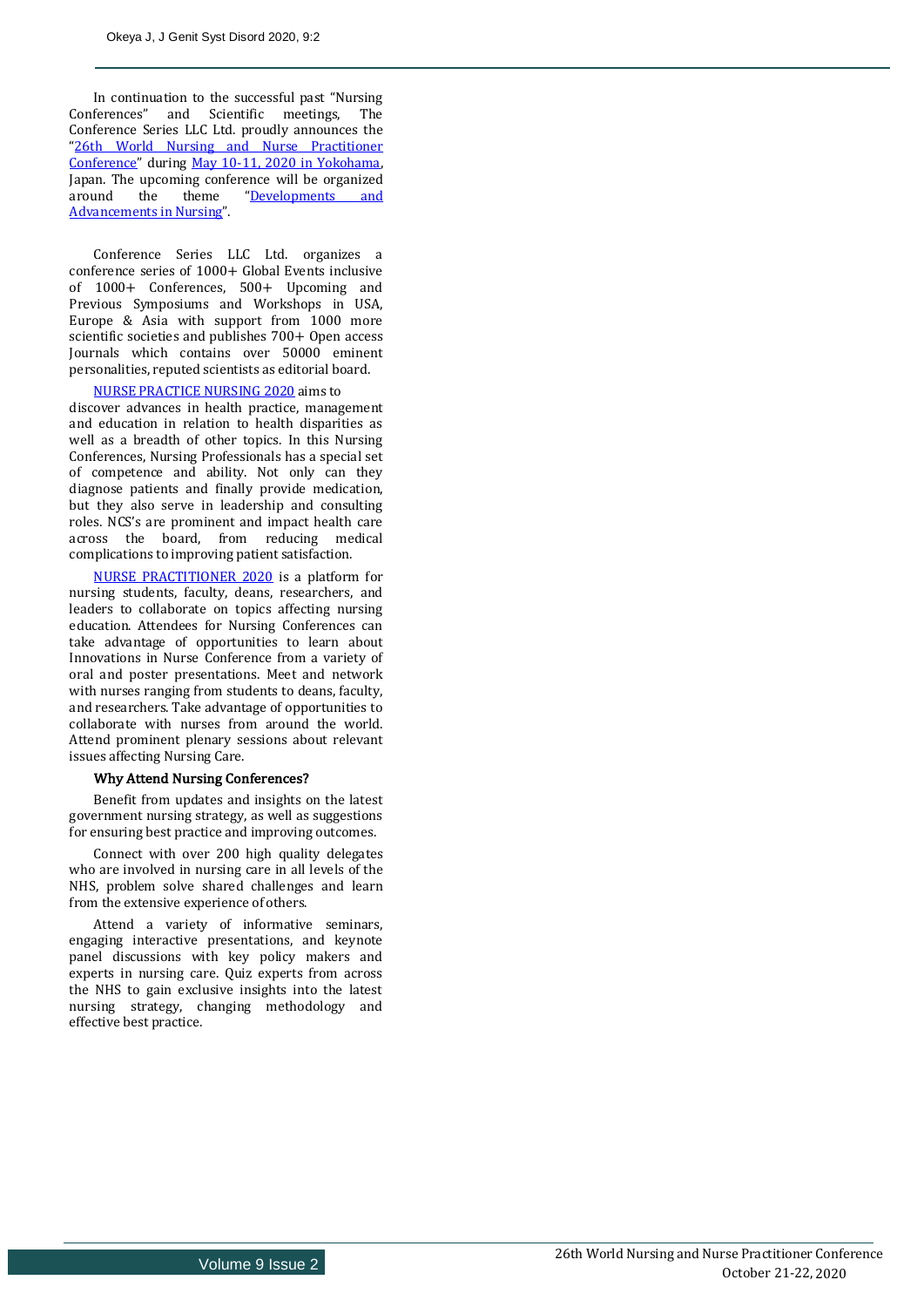In continuation to the successful past "Nursing Conferences" and Scientific meetings, The Conference Series LLC Ltd. proudly announces the "26th World Nursing and Nurse Practitioner Conference" during May 10-11, 2020 in Yokohama, Japan. The upcoming conference will be organized around the theme "Developments and Advancements in Nursing".

Conference Series LLC Ltd. organizes a conference series of 1000+ Global Events inclusive of 1000+ Conferences, 500+ Upcoming and Previous Symposiums and Workshops in USA, Europe & Asia with support from 1000 more scientific societies and publishes 700+ Open access Journals which contains over 50000 eminent personalities, reputed scientists as editorial board.

NURSE PRACTICE NURSING 2020 aims to discover advances in health practice, management and education in relation to health disparities as well as a breadth of other topics. In this Nursing Conferences, Nursing Professionals has a special set of competence and ability. Not only can they diagnose patients and finally provide medication, but they also serve in leadership and consulting roles. NCS's are prominent and impact health care across the board, from reducing medical complications to improving patient satisfaction.

NURSE PRACTITIONER 2020 is a platform for nursing students, faculty, deans, researchers, and leaders to collaborate on topics affecting nursing education. Attendees for Nursing Conferences can take advantage of opportunities to learn about Innovations in Nurse Conference from a variety of oral and poster presentations. Meet and network with nurses ranging from students to deans, faculty, and researchers. Take advantage of opportunities to collaborate with nurses from around the world. Attend prominent plenary sessions about relevant issues affecting Nursing Care.

**Why Attend Nursing Conferences?**

Benefit from updates and insights on the latest government nursing strategy, as well as suggestions for ensuring best practice and improving outcomes.

Connect with over 200 high quality delegates who are involved in nursing care in all levels of the NHS, problem solve shared challenges and learn from the extensive experience of others.

Attend a variety of informative seminars, engaging interactive presentations, and keynote panel discussions with key policy makers and experts in nursing care. Quiz experts from across the NHS to gain exclusive insights into the latest nursing strategy, changing methodology and effective best practice.